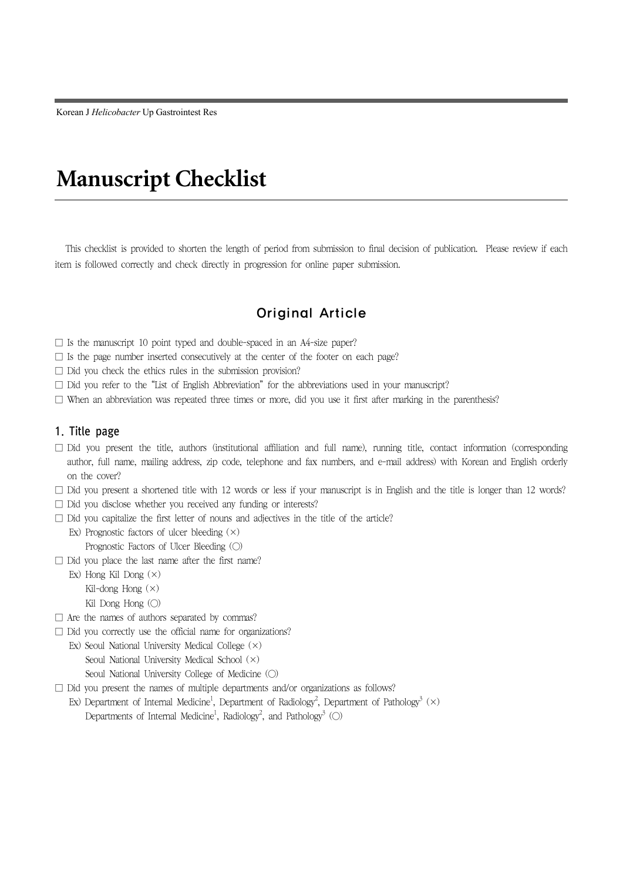# Manuscript Checklist

This checklist is provided to shorten the length of period from submission to final decision of publication. Please review if each item is followed correctly and check directly in progression for online paper submission.

## Original Article

- ☐ Is the manuscript 10 point typed and double-spaced in an A4-size paper?
- ☐ Is the page number inserted consecutively at the center of the footer on each page?
- ☐ Did you check the ethics rules in the submission provision?
- ☐ Did you refer to the "List of English Abbreviation" for the abbreviations used in your manuscript?
- ☐ When an abbreviation was repeated three times or more, did you use it first after marking in the parenthesis?

### 1. Title page

- ☐ Did you present the title, authors (institutional affiliation and full name), running title, contact information (corresponding author, full name, mailing address, zip code, telephone and fax numbers, and e-mail address) with Korean and English orderly on the cover?
- ☐ Did you present a shortened title with 12 words or less if your manuscript is in English and the title is longer than 12 words?
- ☐ Did you disclose whether you received any funding or interests?
- ☐ Did you capitalize the first letter of nouns and adjectives in the title of the article?
  - Ex) Prognostic factors of ulcer bleeding (×)
  - Prognostic Factors of Ulcer Bleeding (○)
- ☐ Did you place the last name after the first name?
  - Ex) Hong Kil Dong (×)
  - Kil-dong Hong (×)
  - Kil Dong Hong (○)
- ☐ Are the names of authors separated by commas?
- ☐ Did you correctly use the official name for organizations?
  - Ex) Seoul National University Medical College (×)
  - Seoul National University Medical School (×)
  - Seoul National University College of Medicine (○)
- ☐ Did you present the names of multiple departments and/or organizations as follows?
  - Ex) Department of Internal Medicine[1], Department of Radiology[2], Department of Pathology[3] (×)
  - Departments of Internal Medicine[1], Radiology[2], and Pathology[3] (○)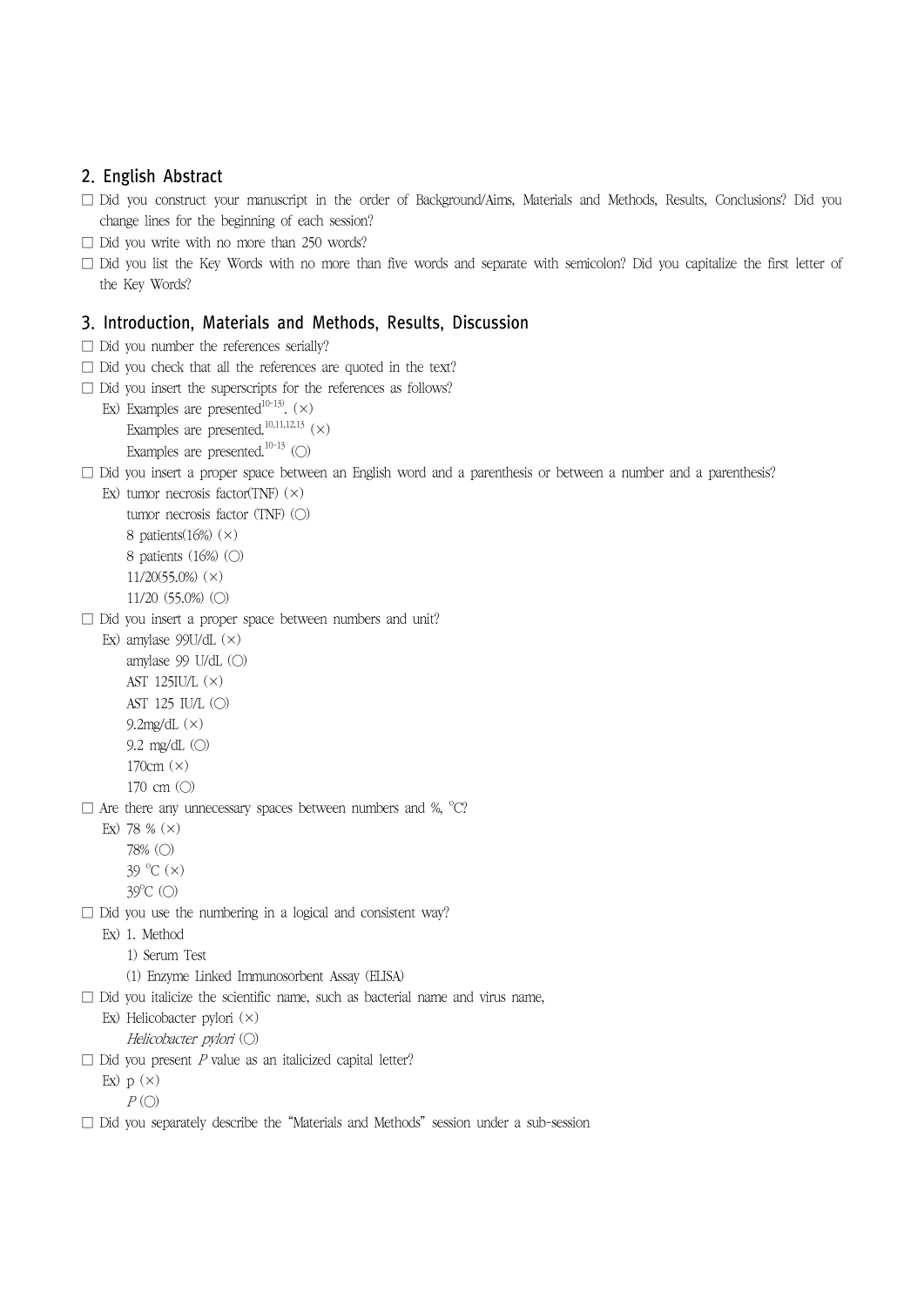## 2. English Abstract

□ Did you construct your manuscript in the order of Background/Aims, Materials and Methods, Results, Conclusions? Did you change lines for the beginning of each session?

□ Did you write with no more than 250 words?

□ Did you list the Key Words with no more than five words and separate with semicolon? Did you capitalize the first letter of the Key Words?

## 3. Introduction, Materials and Methods, Results, Discussion

□ Did you number the references serially?

□ Did you check that all the references are quoted in the text?

□ Did you insert the superscripts for the references as follows?

Ex) Examples are presented[10-13)]. (×)
Examples are presented.[10,11,12,13] (×)
Examples are presented.[10-13] (○)

□ Did you insert a proper space between an English word and a parenthesis or between a number and a parenthesis?

Ex) tumor necrosis factor(TNF) (×)
tumor necrosis factor (TNF) (○)
8 patients(16%) (×)
8 patients (16%) (○)
11/20(55.0%) (×)
11/20 (55.0%) (○)

□ Did you insert a proper space between numbers and unit?

Ex) amylase 99U/dL (×)
amylase 99 U/dL (○)
AST 125IU/L (×)
AST 125 IU/L (○)
9.2mg/dL (×)
9.2 mg/dL (○)
170cm (×)
170 cm (○)

□ Are there any unnecessary spaces between numbers and %, °C?

Ex) 78 % (×)
78% (○)
39 °C (×)
39°C (○)

□ Did you use the numbering in a logical and consistent way?

Ex) 1. Method
1) Serum Test
(1) Enzyme Linked Immunosorbent Assay (ELISA)

□ Did you italicize the scientific name, such as bacterial name and virus name,

Ex) Helicobacter pylori (×)
*Helicobacter pylori* (○)

□ Did you present $P$ value as an italicized capital letter?

Ex) p (×)
$P$ (○)

□ Did you separately describe the "Materials and Methods" session under a sub-session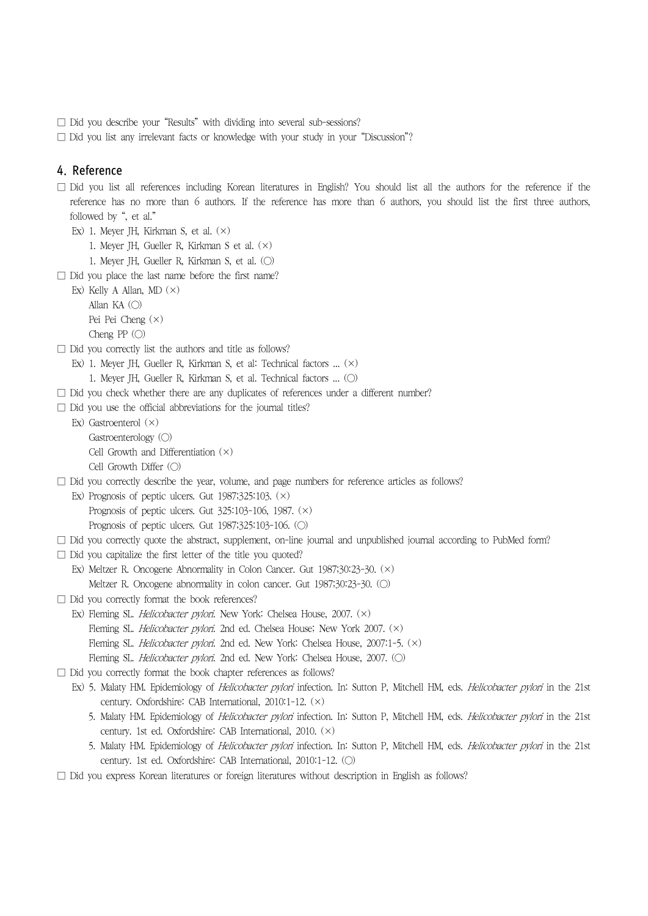□ Did you describe your "Results" with dividing into several sub-sessions?

□ Did you list any irrelevant facts or knowledge with your study in your "Discussion"?

## 4. Reference

□ Did you list all references including Korean literatures in English? You should list all the authors for the reference if the reference has no more than 6 authors. If the reference has more than 6 authors, you should list the first three authors, followed by ", et al."

Ex) 1. Meyer JH, Kirkman S, et al. (×)

1. Meyer JH, Gueller R, Kirkman S et al. (×)

1. Meyer JH, Gueller R, Kirkman S, et al. (◯)

□ Did you place the last name before the first name?

Ex) Kelly A Allan, MD (×)

Allan KA (◯)

Pei Pei Cheng (×)

Cheng PP (◯)

□ Did you correctly list the authors and title as follows?

Ex) 1. Meyer JH, Gueller R, Kirkman S, et al: Technical factors ... (×)

1. Meyer JH, Gueller R, Kirkman S, et al. Technical factors ... (◯)

□ Did you check whether there are any duplicates of references under a different number?

□ Did you use the official abbreviations for the journal titles?

Ex) Gastroenterol (×)

Gastroenterology (◯)

Cell Growth and Differentiation (×)

Cell Growth Differ (◯)

□ Did you correctly describe the year, volume, and page numbers for reference articles as follows?

Ex) Prognosis of peptic ulcers. Gut 1987;325:103. (×)

Prognosis of peptic ulcers. Gut 325:103-106, 1987. (×)

Prognosis of peptic ulcers. Gut 1987;325:103-106. (◯)

□ Did you correctly quote the abstract, supplement, on-line journal and unpublished journal according to PubMed form?

□ Did you capitalize the first letter of the title you quoted?

Ex) Meltzer R. Oncogene Abnormality in Colon Cancer. Gut 1987;30:23-30. (×)

Meltzer R. Oncogene abnormality in colon cancer. Gut 1987;30:23-30. (◯)

□ Did you correctly format the book references?

Ex) Fleming SL. *Helicobacter pylori*. New York: Chelsea House, 2007. (×)

Fleming SL. *Helicobacter pylori*. 2nd ed. Chelsea House; New York 2007. (×)

Fleming SL. *Helicobacter pylori*. 2nd ed. New York: Chelsea House, 2007:1-5. (×)

Fleming SL. *Helicobacter pylori*. 2nd ed. New York: Chelsea House, 2007. (◯)

□ Did you correctly format the book chapter references as follows?

Ex) 5. Malaty HM. Epidemiology of *Helicobacter pylori* infection. In: Sutton P, Mitchell HM, eds. *Helicobacter pylori* in the 21st century. Oxfordshire: CAB International, 2010:1-12. (×)

5. Malaty HM. Epidemiology of *Helicobacter pylori* infection. In: Sutton P, Mitchell HM, eds. *Helicobacter pylori* in the 21st century. 1st ed. Oxfordshire: CAB International, 2010. (×)

5. Malaty HM. Epidemiology of *Helicobacter pylori* infection. In: Sutton P, Mitchell HM, eds. *Helicobacter pylori* in the 21st century. 1st ed. Oxfordshire: CAB International, 2010:1-12. (◯)

□ Did you express Korean literatures or foreign literatures without description in English as follows?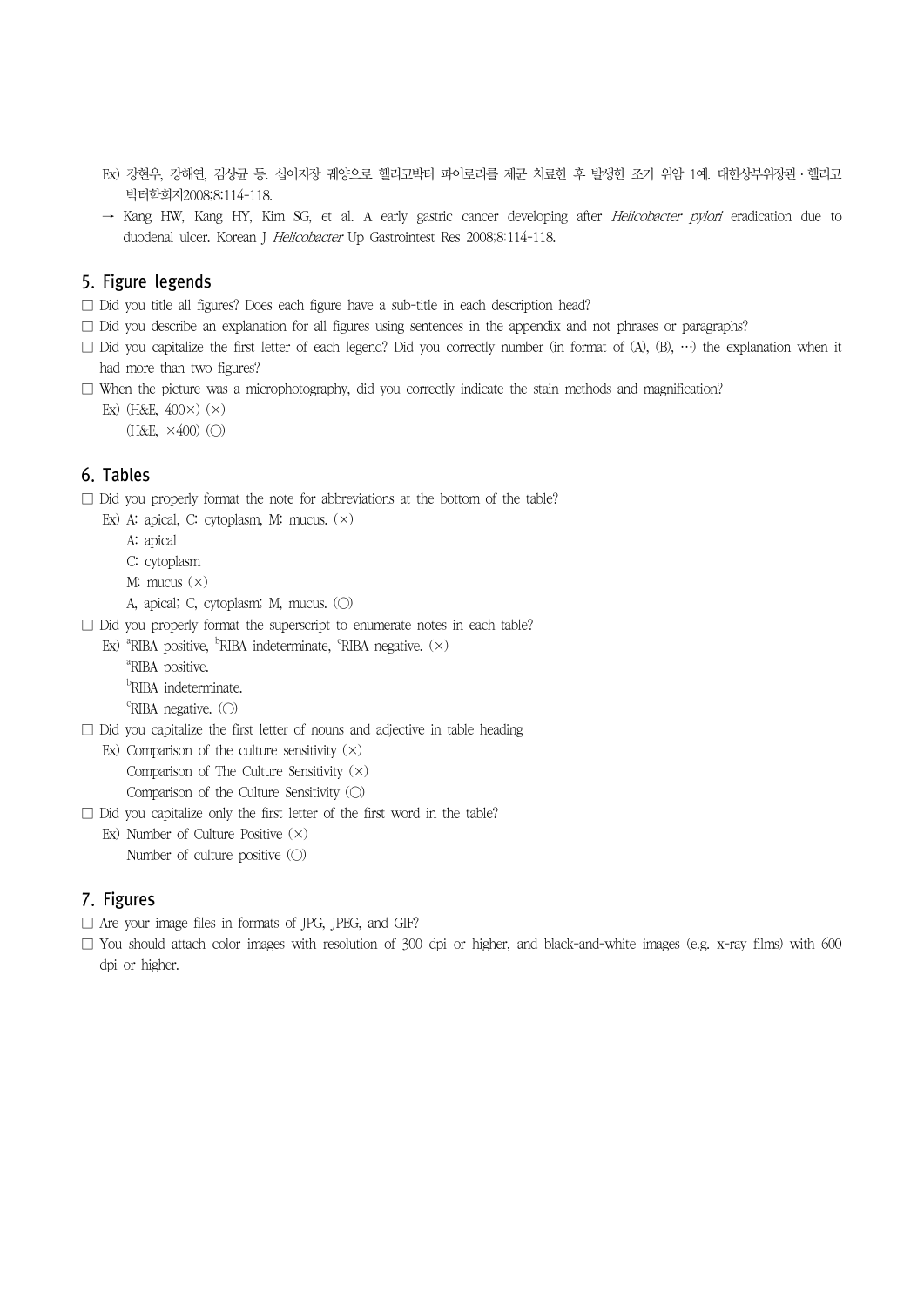Ex) 강현우, 강혜연, 김상균 등. 십이지장 궤양으로 헬리코박터 파이로리를 제균 치료한 후 발생한 조기 위암 1예. 대한상부위장관·헬리코박터학회지2008;8:114-118.

→ Kang HW, Kang HY, Kim SG, et al. A early gastric cancer developing after *Helicobacter pylori* eradication due to duodenal ulcer. Korean J *Helicobacter* Up Gastrointest Res 2008;8:114-118.

## 5. Figure legends

□ Did you title all figures? Does each figure have a sub-title in each description head?

□ Did you describe an explanation for all figures using sentences in the appendix and not phrases or paragraphs?

□ Did you capitalize the first letter of each legend? Did you correctly number (in format of (A), (B), …) the explanation when it had more than two figures?

□ When the picture was a microphotography, did you correctly indicate the stain methods and magnification?

Ex) (H&E, 400×) (×)
(H&E, ×400) (○)

## 6. Tables

□ Did you properly format the note for abbreviations at the bottom of the table?

Ex) A: apical, C: cytoplasm, M: mucus. (×)
A: apical
C: cytoplasm
M: mucus (×)
A, apical; C, cytoplasm; M, mucus. (○)

□ Did you properly format the superscript to enumerate notes in each table?

Ex) [a]RIBA positive, [b]RIBA indeterminate, [c]RIBA negative. (×)
[a]RIBA positive.
[b]RIBA indeterminate.
[c]RIBA negative. (○)

□ Did you capitalize the first letter of nouns and adjective in table heading

Ex) Comparison of the culture sensitivity (×)
Comparison of The Culture Sensitivity (×)
Comparison of the Culture Sensitivity (○)

□ Did you capitalize only the first letter of the first word in the table?

Ex) Number of Culture Positive (×)
Number of culture positive (○)

## 7. Figures

□ Are your image files in formats of JPG, JPEG, and GIF?

□ You should attach color images with resolution of 300 dpi or higher, and black-and-white images (e.g. x-ray films) with 600 dpi or higher.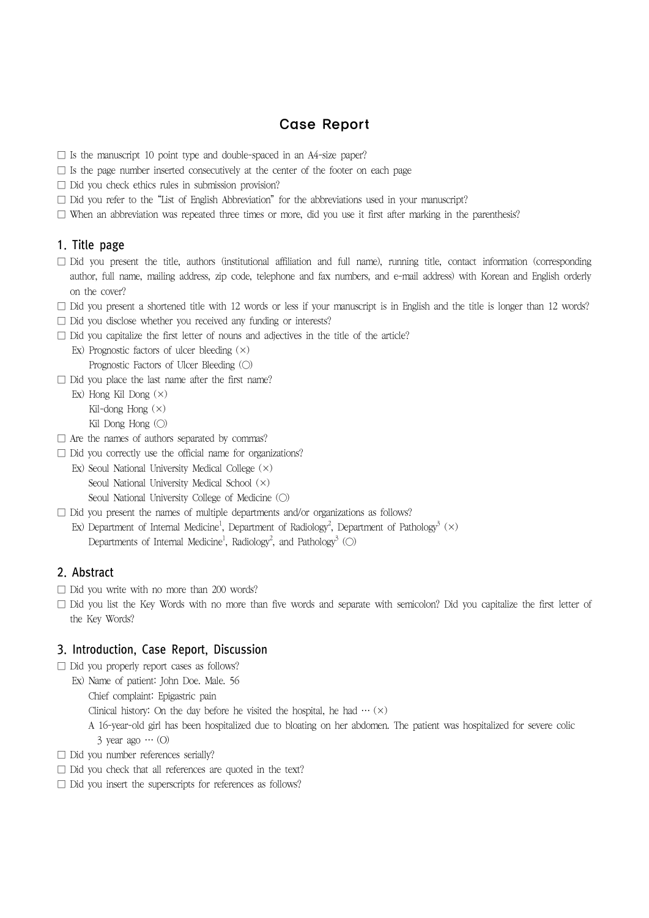# Case Report

- ☐ Is the manuscript 10 point type and double-spaced in an A4-size paper?
- ☐ Is the page number inserted consecutively at the center of the footer on each page
- ☐ Did you check ethics rules in submission provision?
- ☐ Did you refer to the "List of English Abbreviation" for the abbreviations used in your manuscript?
- ☐ When an abbreviation was repeated three times or more, did you use it first after marking in the parenthesis?

## 1. Title page

- ☐ Did you present the title, authors (institutional affiliation and full name), running title, contact information (corresponding author, full name, mailing address, zip code, telephone and fax numbers, and e-mail address) with Korean and English orderly on the cover?
- ☐ Did you present a shortened title with 12 words or less if your manuscript is in English and the title is longer than 12 words?
- ☐ Did you disclose whether you received any funding or interests?
- ☐ Did you capitalize the first letter of nouns and adjectives in the title of the article?

  Ex) Prognostic factors of ulcer bleeding (×)

  Prognostic Factors of Ulcer Bleeding (○)
- ☐ Did you place the last name after the first name?

  Ex) Hong Kil Dong (×)

  Kil-dong Hong (×)

  Kil Dong Hong (○)
- ☐ Are the names of authors separated by commas?
- ☐ Did you correctly use the official name for organizations?

  Ex) Seoul National University Medical College (×)

  Seoul National University Medical School (×)

  Seoul National University College of Medicine (○)
- ☐ Did you present the names of multiple departments and/or organizations as follows?

  Ex) Department of Internal Medicine[1], Department of Radiology[2], Department of Pathology[3] (×)

  Departments of Internal Medicine[1], Radiology[2], and Pathology[3] (○)

## 2. Abstract

- ☐ Did you write with no more than 200 words?
- ☐ Did you list the Key Words with no more than five words and separate with semicolon? Did you capitalize the first letter of the Key Words?

## 3. Introduction, Case Report, Discussion

- ☐ Did you properly report cases as follows?

  Ex) Name of patient: John Doe. Male. 56

  Chief complaint: Epigastric pain

  Clinical history: On the day before he visited the hospital, he had … (×)

  A 16-year-old girl has been hospitalized due to bloating on her abdomen. The patient was hospitalized for severe colic 3 year ago … (O)
- ☐ Did you number references serially?
- ☐ Did you check that all references are quoted in the text?
- ☐ Did you insert the superscripts for references as follows?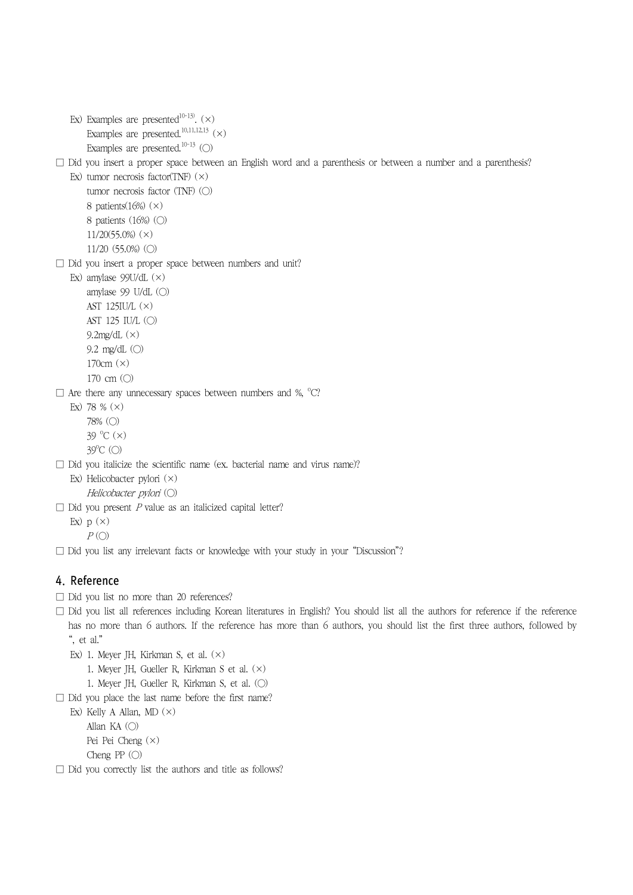Ex) Examples are presented$^{10-13)}$. (×)

Examples are presented.$^{10,11,12,13}$ (×)

Examples are presented.$^{10-13}$ (◯)

□ Did you insert a proper space between an English word and a parenthesis or between a number and a parenthesis?

Ex) tumor necrosis factor(TNF) (×)

tumor necrosis factor (TNF) (◯)

8 patients(16%) (×)

8 patients (16%) (◯)

11/20(55.0%) (×)

11/20 (55.0%) (◯)

□ Did you insert a proper space between numbers and unit?

Ex) amylase 99U/dL (×)

amylase 99 U/dL (◯)

AST 125IU/L (×)

AST 125 IU/L (◯)

9.2mg/dL (×)

9.2 mg/dL (◯)

170cm (×)

170 cm (◯)

□ Are there any unnecessary spaces between numbers and %, °C?

Ex) 78 % (×)

78% (◯)

39 °C (×)

39°C (◯)

□ Did you italicize the scientific name (ex. bacterial name and virus name)?

Ex) Helicobacter pylori (×)

*Helicobacter pylori* (◯)

□ Did you present *P* value as an italicized capital letter?

Ex) p (×)

*P* (◯)

□ Did you list any irrelevant facts or knowledge with your study in your "Discussion"?

## 4. Reference

□ Did you list no more than 20 references?

□ Did you list all references including Korean literatures in English? You should list all the authors for reference if the reference has no more than 6 authors. If the reference has more than 6 authors, you should list the first three authors, followed by ", et al."

Ex) 1. Meyer JH, Kirkman S, et al. (×)

1. Meyer JH, Gueller R, Kirkman S et al. (×)

1. Meyer JH, Gueller R, Kirkman S, et al. (◯)

□ Did you place the last name before the first name?

Ex) Kelly A Allan, MD (×)

Allan KA (◯)

Pei Pei Cheng (×)

Cheng PP (◯)

□ Did you correctly list the authors and title as follows?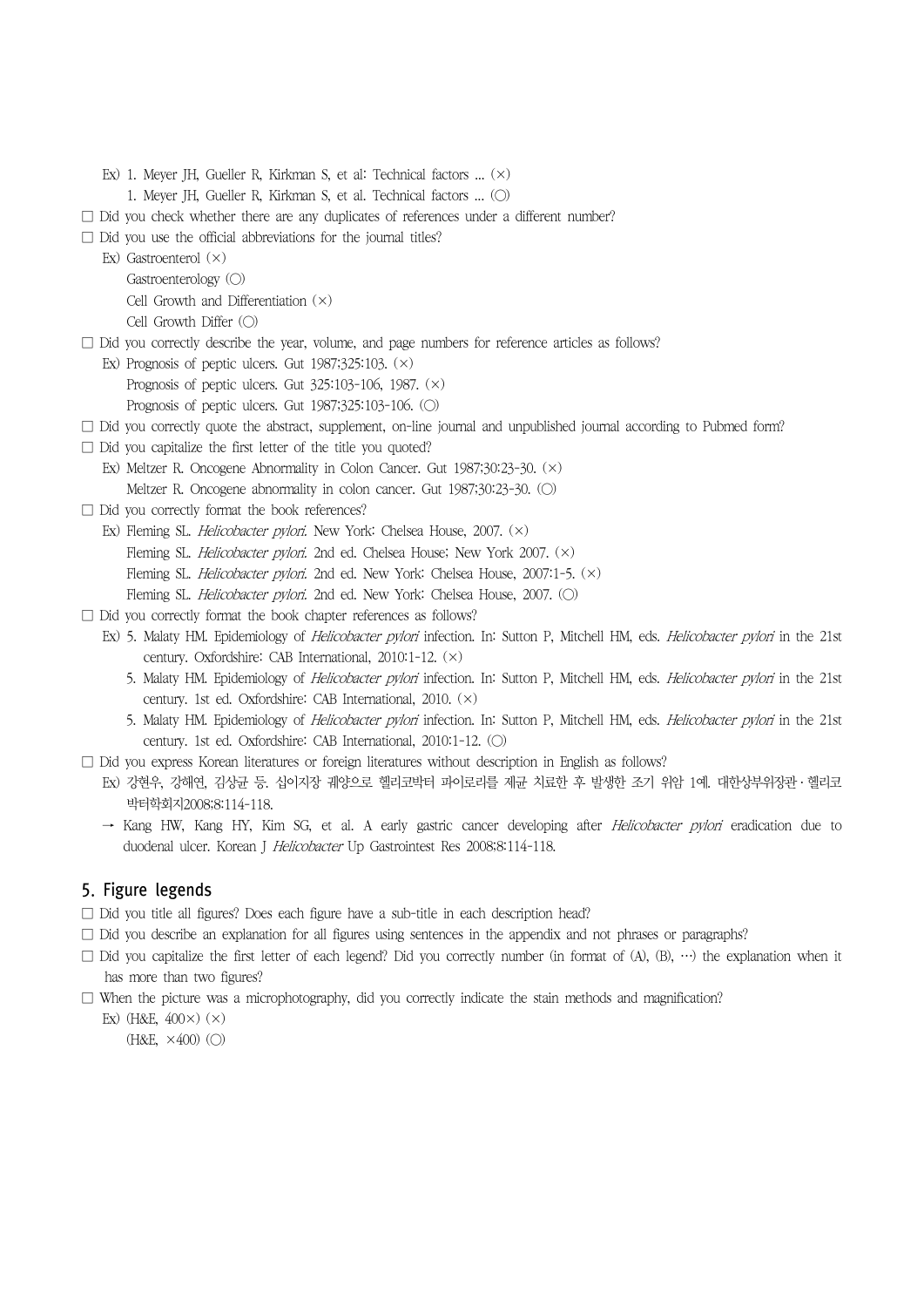Ex) 1. Meyer JH, Gueller R, Kirkman S, et al: Technical factors ... (×)

1. Meyer JH, Gueller R, Kirkman S, et al. Technical factors ... (○)

□ Did you check whether there are any duplicates of references under a different number?

□ Did you use the official abbreviations for the journal titles?

Ex) Gastroenterol (×)

Gastroenterology (○)

Cell Growth and Differentiation (×)

Cell Growth Differ (○)

□ Did you correctly describe the year, volume, and page numbers for reference articles as follows?

Ex) Prognosis of peptic ulcers. Gut 1987;325:103. (×)

Prognosis of peptic ulcers. Gut 325:103-106, 1987. (×)

Prognosis of peptic ulcers. Gut 1987;325:103-106. (○)

□ Did you correctly quote the abstract, supplement, on-line journal and unpublished journal according to Pubmed form?

□ Did you capitalize the first letter of the title you quoted?

Ex) Meltzer R. Oncogene Abnormality in Colon Cancer. Gut 1987;30:23-30. (×)

Meltzer R. Oncogene abnormality in colon cancer. Gut 1987;30:23-30. (○)

□ Did you correctly format the book references?

Ex) Fleming SL. *Helicobacter pylori*. New York: Chelsea House, 2007. (×)

Fleming SL. *Helicobacter pylori*. 2nd ed. Chelsea House; New York 2007. (×)

Fleming SL. *Helicobacter pylori*. 2nd ed. New York: Chelsea House, 2007:1-5. (×)

Fleming SL. *Helicobacter pylori*. 2nd ed. New York: Chelsea House, 2007. (○)

□ Did you correctly format the book chapter references as follows?

Ex) 5. Malaty HM. Epidemiology of *Helicobacter pylori* infection. In: Sutton P, Mitchell HM, eds. *Helicobacter pylori* in the 21st century. Oxfordshire: CAB International, 2010:1-12. (×)

5. Malaty HM. Epidemiology of *Helicobacter pylori* infection. In: Sutton P, Mitchell HM, eds. *Helicobacter pylori* in the 21st century. 1st ed. Oxfordshire: CAB International, 2010. (×)

5. Malaty HM. Epidemiology of *Helicobacter pylori* infection. In: Sutton P, Mitchell HM, eds. *Helicobacter pylori* in the 21st century. 1st ed. Oxfordshire: CAB International, 2010:1-12. (○)

□ Did you express Korean literatures or foreign literatures without description in English as follows?

Ex) 강현우, 강혜연, 김상균 등. 십이지장 궤양으로 헬리코박터 파이로리를 제균 치료한 후 발생한 조기 위암 1예. 대한상부위장관·헬리코박터학회지2008;8:114-118.

→ Kang HW, Kang HY, Kim SG, et al. A early gastric cancer developing after *Helicobacter pylori* eradication due to duodenal ulcer. Korean J *Helicobacter* Up Gastrointest Res 2008;8:114-118.

## 5. Figure legends

□ Did you title all figures? Does each figure have a sub-title in each description head?

□ Did you describe an explanation for all figures using sentences in the appendix and not phrases or paragraphs?

□ Did you capitalize the first letter of each legend? Did you correctly number (in format of (A), (B), ⋯) the explanation when it has more than two figures?

□ When the picture was a microphotography, did you correctly indicate the stain methods and magnification?

Ex) (H&E, 400×) (×)

(H&E, ×400) (○)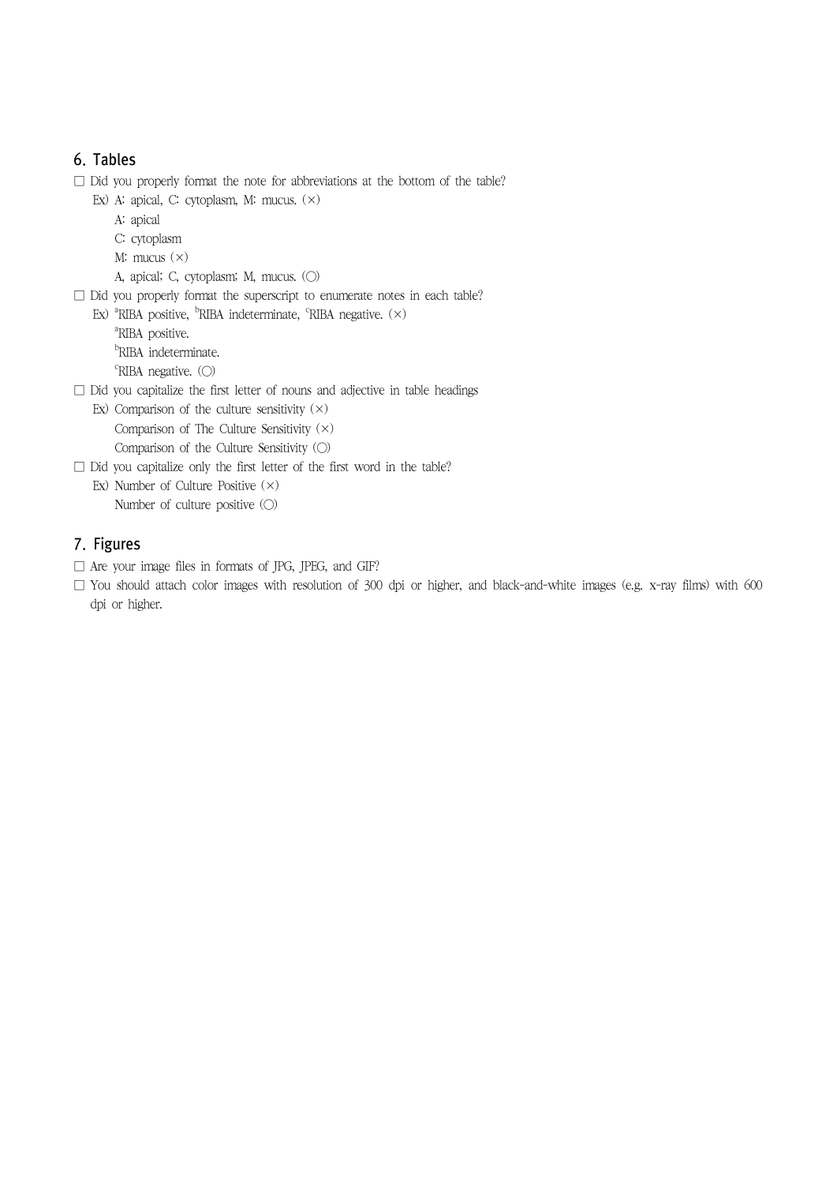## 6. Tables

□ Did you properly format the note for abbreviations at the bottom of the table?

Ex) A: apical, C: cytoplasm, M: mucus. (×)

A: apical

C: cytoplasm

M: mucus (×)

A, apical; C, cytoplasm; M, mucus. (○)

□ Did you properly format the superscript to enumerate notes in each table?

Ex) [a]RIBA positive, [b]RIBA indeterminate, [c]RIBA negative. (×)

[a]RIBA positive.

[b]RIBA indeterminate.

[c]RIBA negative. (○)

□ Did you capitalize the first letter of nouns and adjective in table headings

Ex) Comparison of the culture sensitivity (×)

Comparison of The Culture Sensitivity (×)

Comparison of the Culture Sensitivity (○)

□ Did you capitalize only the first letter of the first word in the table?

Ex) Number of Culture Positive (×)

Number of culture positive (○)

## 7. Figures

□ Are your image files in formats of JPG, JPEG, and GIF?

□ You should attach color images with resolution of 300 dpi or higher, and black-and-white images (e.g. x-ray films) with 600 dpi or higher.